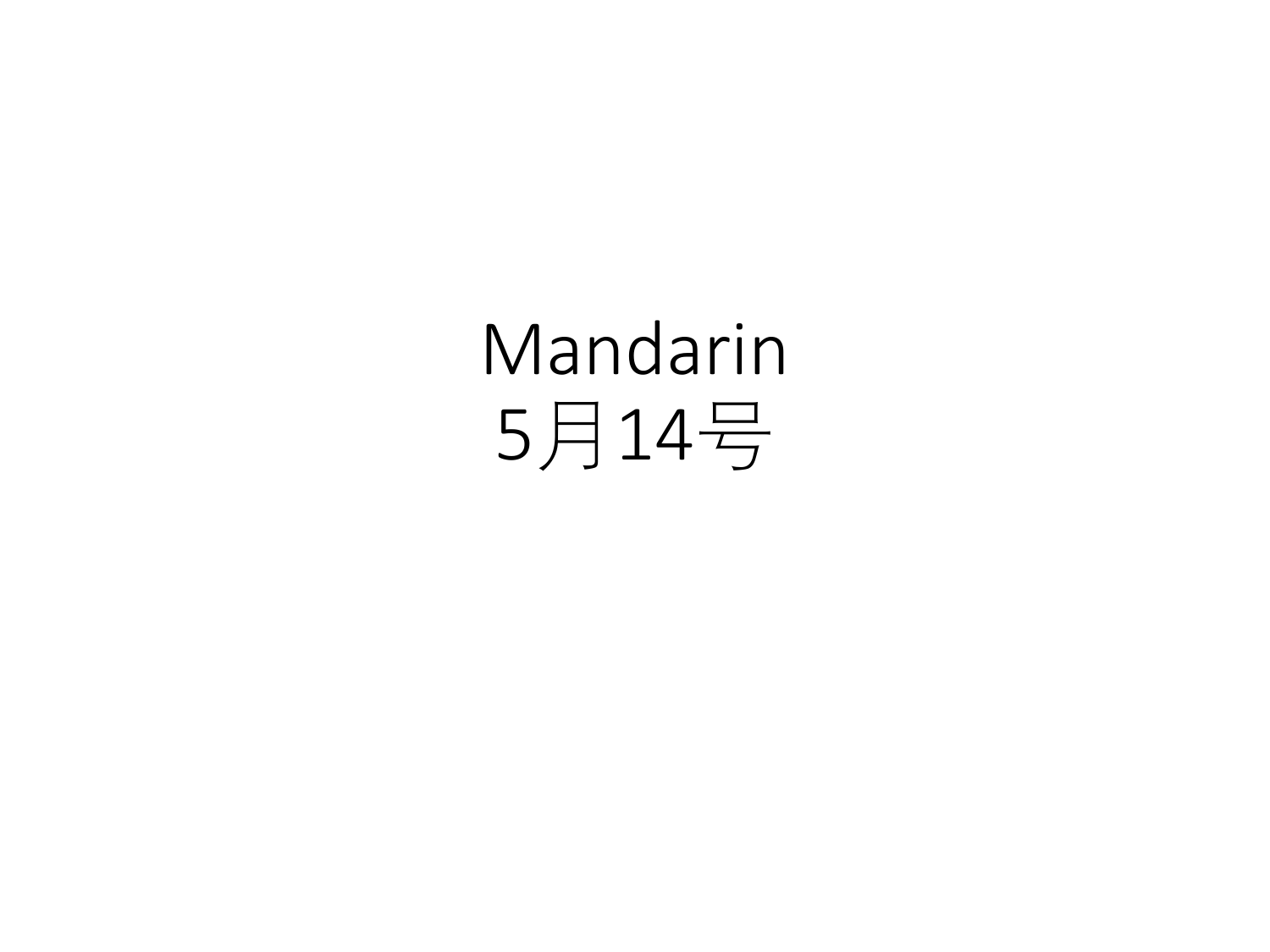# Mandarin
# 5月14号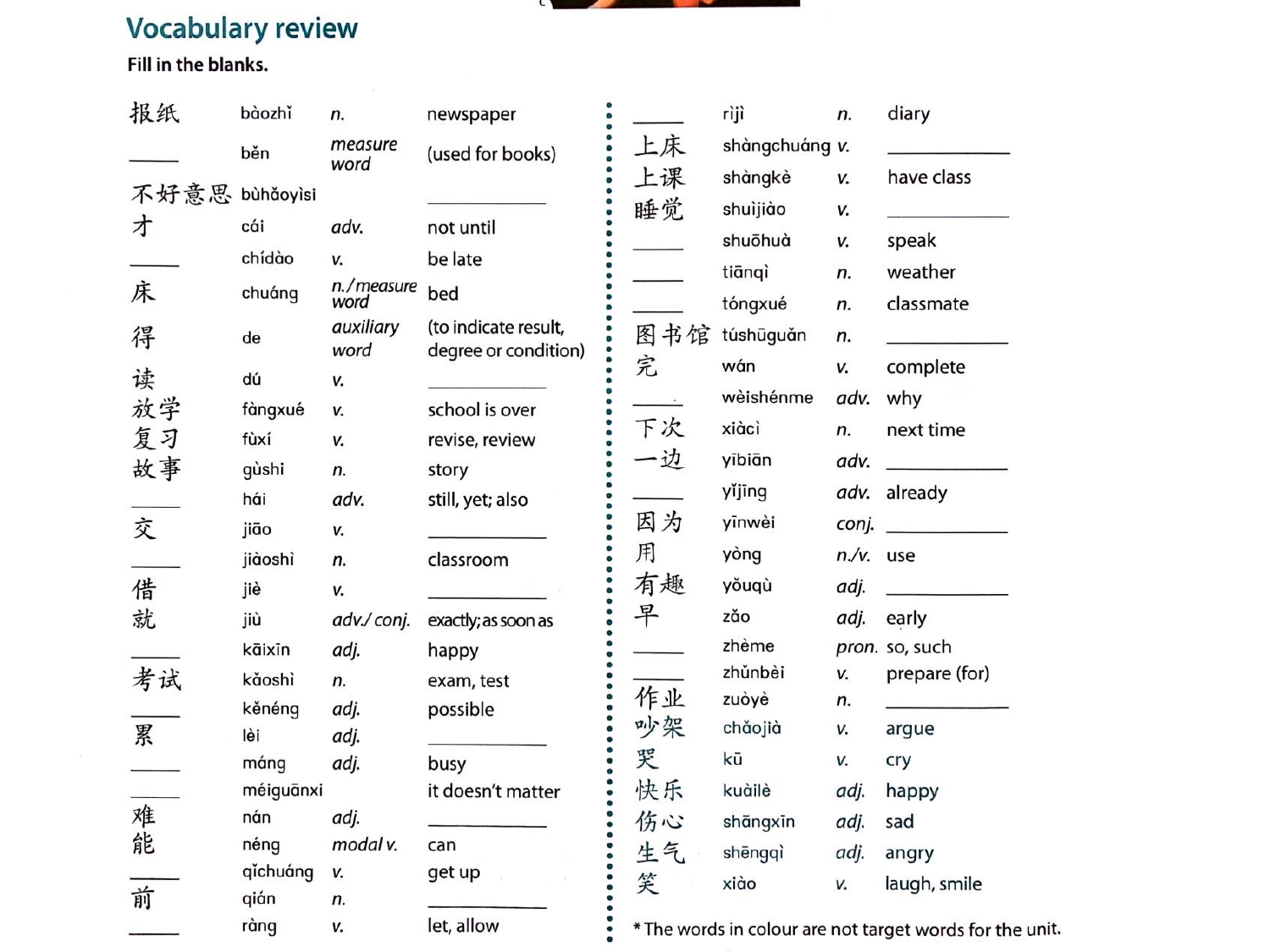## Vocabulary review

**Fill in the blanks.**

| Chinese | Pinyin | Part of speech | English |
|---|---|---|---|
| 报纸 | bàozhǐ | *n.* | newspaper |
| ____ | běn | *measure word* | (used for books) |
| 不好意思 | bùhǎoyìsi | | ____________ |
| 才 | cái | *adv.* | not until |
| ____ | chídào | *v.* | be late |
| 床 | chuáng | *n./measure word* | bed |
| 得 | de | *auxiliary word* | (to indicate result, degree or condition) |
| 读 | dú | *v.* | ____________ |
| 放学 | fàngxué | *v.* | school is over |
| 复习 | fùxí | *v.* | revise, review |
| 故事 | gùshi | *n.* | story |
| ____ | hái | *adv.* | still, yet; also |
| 交 | jiāo | *v.* | ____________ |
| ____ | jiàoshì | *n.* | classroom |
| 借 | jiè | *v.* | ____________ |
| 就 | jiù | *adv./conj.* | exactly; as soon as |
| ____ | kāixīn | *adj.* | happy |
| 考试 | kǎoshì | *n.* | exam, test |
| ____ | kěnéng | *adj.* | possible |
| 累 | lèi | *adj.* | ____________ |
| ____ | máng | *adj.* | busy |
| ____ | méiguānxi | | it doesn't matter |
| 难 | nán | *adj.* | ____________ |
| 能 | néng | *modal v.* | can |
| ____ | qǐchuáng | *v.* | get up |
| 前 | qián | *n.* | ____________ |
| ____ | ràng | *v.* | let, allow |
| ____ | rìjì | *n.* | diary |
| 上床 | shàngchuáng | *v.* | ____________ |
| 上课 | shàngkè | *v.* | have class |
| 睡觉 | shuìjiào | *v.* | ____________ |
| ____ | shuōhuà | *v.* | speak |
| ____ | tiānqì | *n.* | weather |
| ____ | tóngxué | *n.* | classmate |
| 图书馆 | túshūguǎn | *n.* | ____________ |
| 完 | wán | *v.* | complete |
| ____ | wèishénme | *adv.* | why |
| 下次 | xiàcì | *n.* | next time |
| 一边 | yìbiān | *adv.* | ____________ |
| ____ | yǐjīng | *adv.* | already |
| 因为 | yīnwèi | *conj.* | ____________ |
| 用 | yòng | *n./v.* | use |
| 有趣 | yǒuqù | *adj.* | ____________ |
| 早 | zǎo | *adj.* | early |
| ____ | zhème | *pron.* | so, such |
| ____ | zhǔnbèi | *v.* | prepare (for) |
| 作业 | zuòyè | *n.* | ____________ |
| 吵架 | chǎojià | *v.* | argue |
| 哭 | kū | *v.* | cry |
| 快乐 | kuàilè | *adj.* | happy |
| 伤心 | shāngxīn | *adj.* | sad |
| 生气 | shēngqì | *adj.* | angry |
| 笑 | xiào | *v.* | laugh, smile |

* The words in colour are not target words for the unit.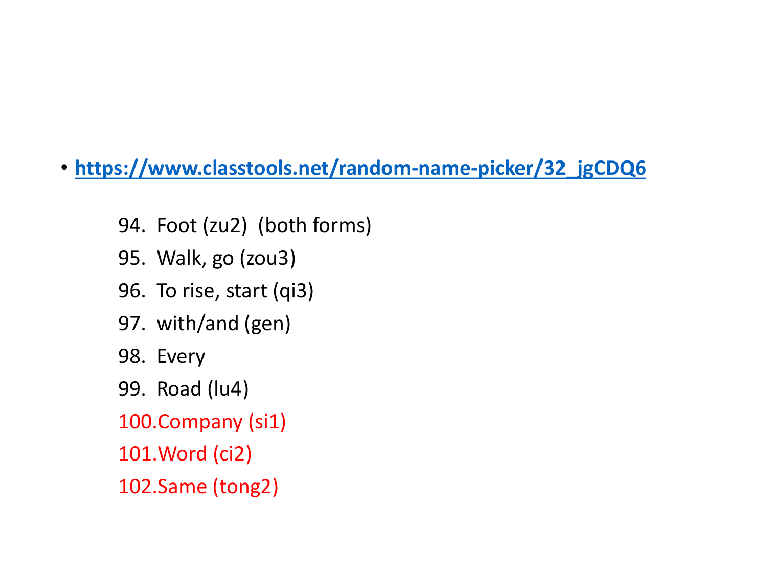- https://www.classtools.net/random-name-picker/32_jgCDQ6

94. Foot (zu2) (both forms)
95. Walk, go (zou3)
96. To rise, start (qi3)
97. with/and (gen)
98. Every
99. Road (lu4)
100. Company (si1)
101. Word (ci2)
102. Same (tong2)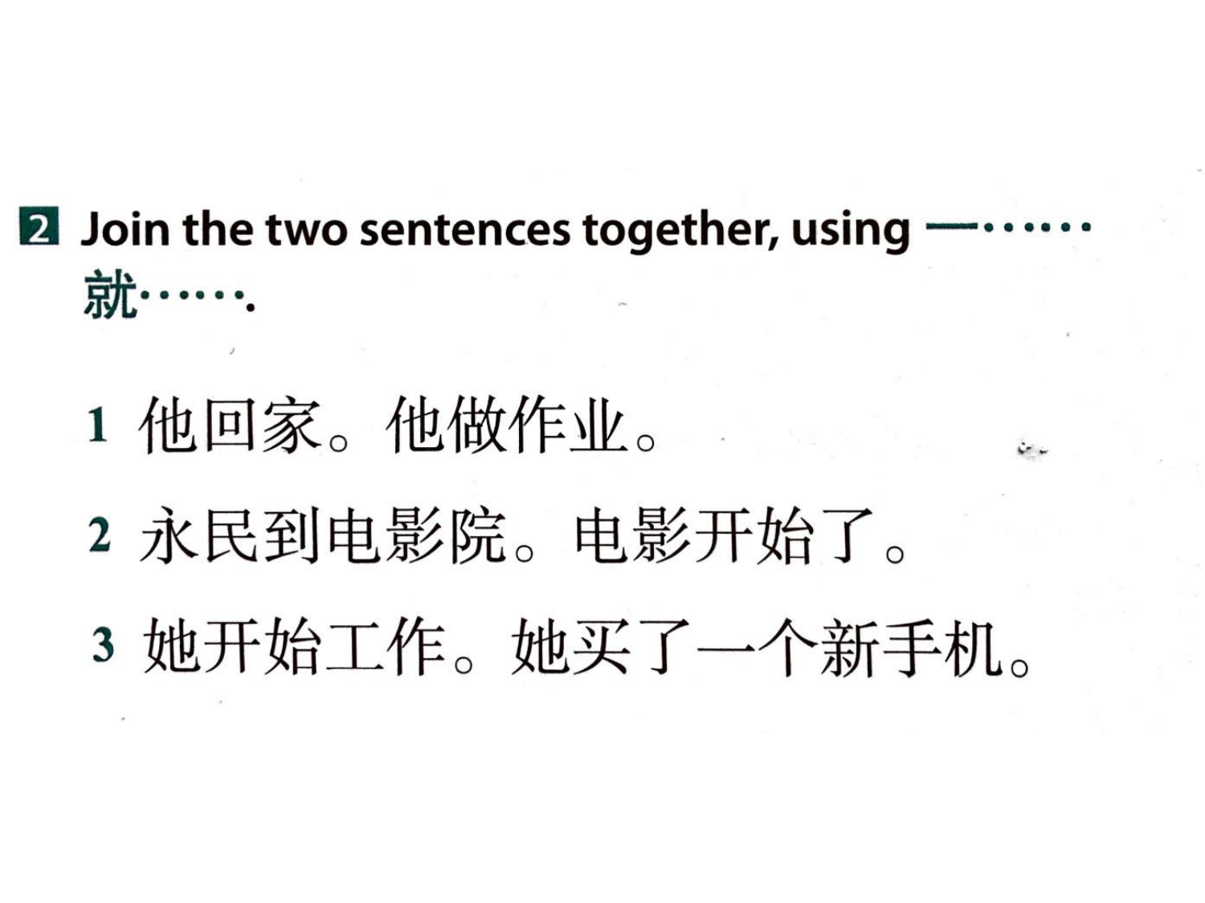**2** Join the two sentences together, using 一……就…….

1 他回家。他做作业。

2 永民到电影院。电影开始了。

3 她开始工作。她买了一个新手机。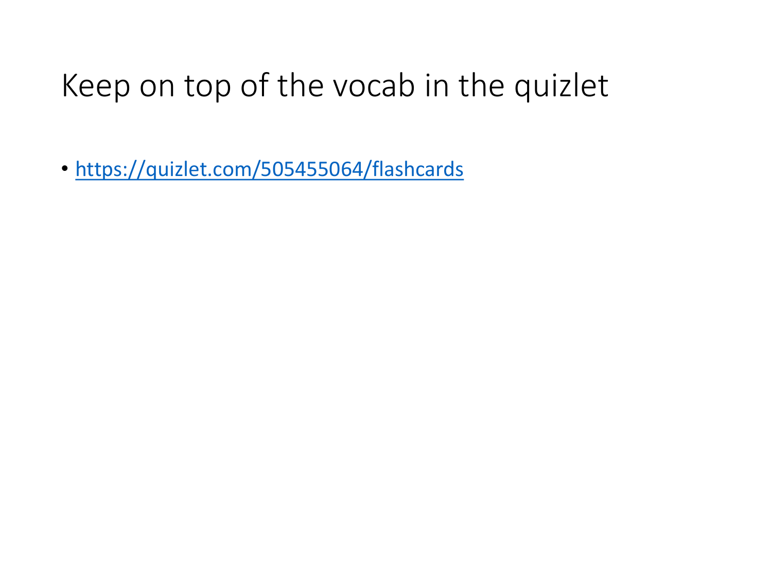# Keep on top of the vocab in the quizlet

- https://quizlet.com/505455064/flashcards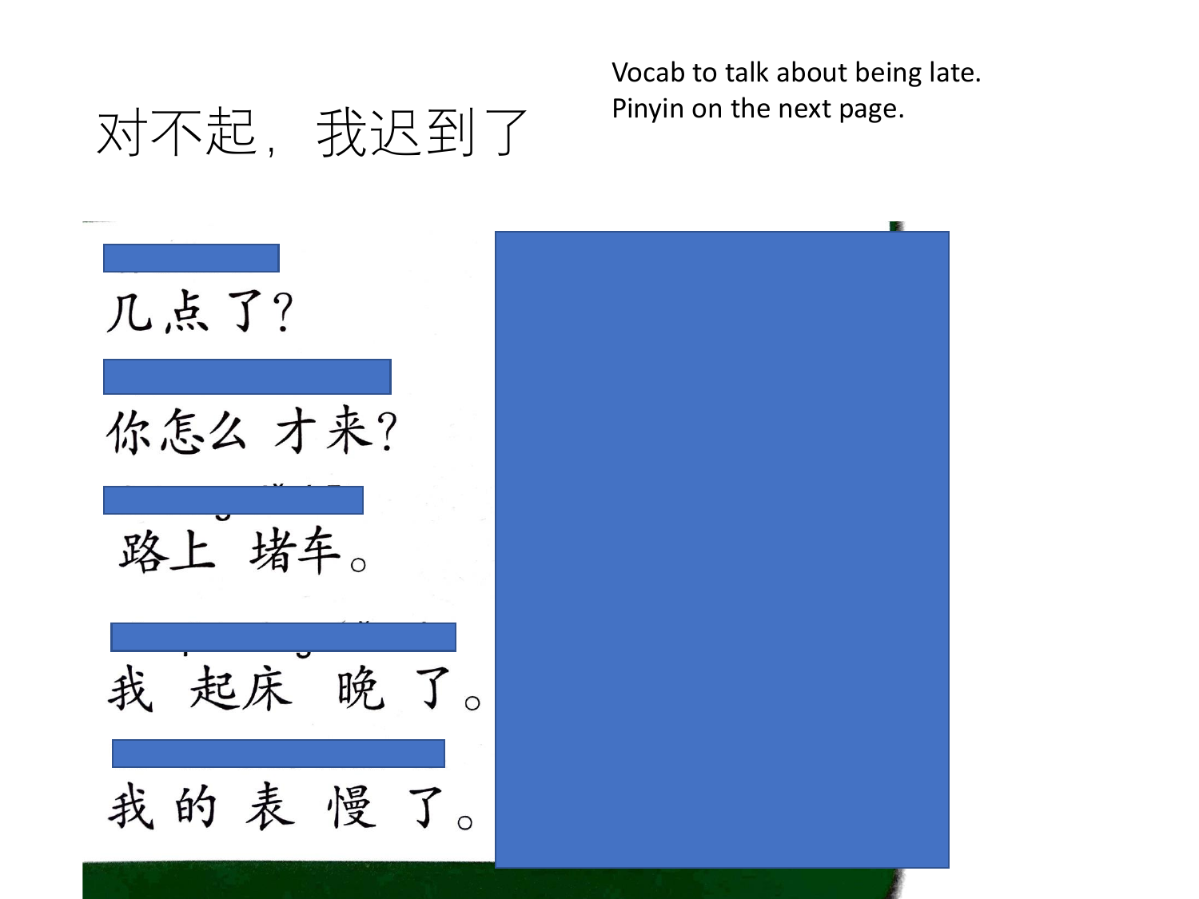# 对不起，我迟到了

Vocab to talk about being late.
Pinyin on the next page.

几点了？

你怎么才来？

路上堵车。

我起床晚了。

我的表慢了。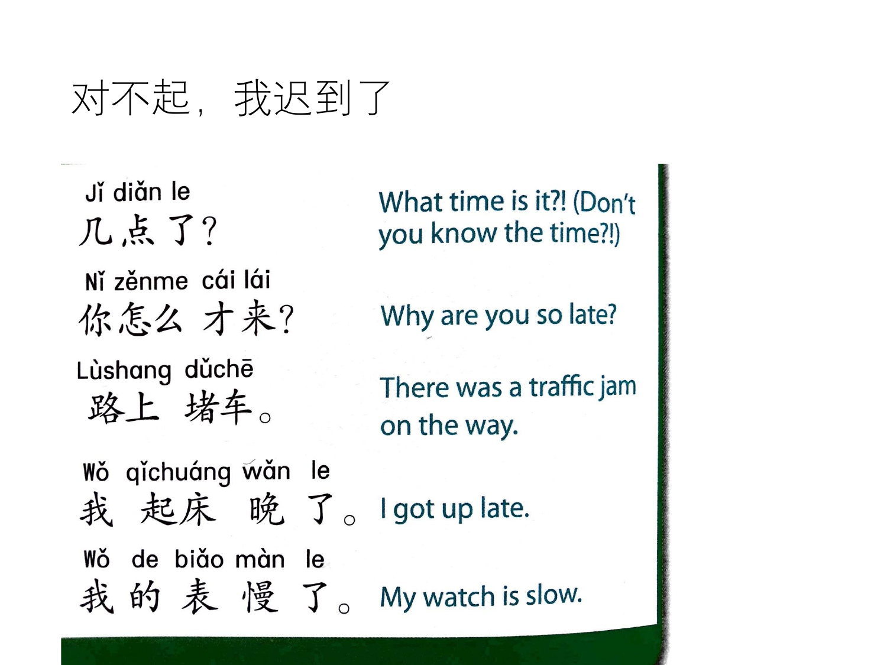# 对不起，我迟到了

| Chinese | English |
| --- | --- |
| Jǐ diǎn le<br>几点了？ | What time is it?! (Don't you know the time?!) |
| Nǐ zěnme cái lái<br>你怎么才来？ | Why are you so late? |
| Lùshang dǔchē<br>路上堵车。 | There was a traffic jam on the way. |
| Wǒ qǐchuáng wǎn le<br>我起床晚了。 | I got up late. |
| Wǒ de biǎo màn le<br>我的表慢了。 | My watch is slow. |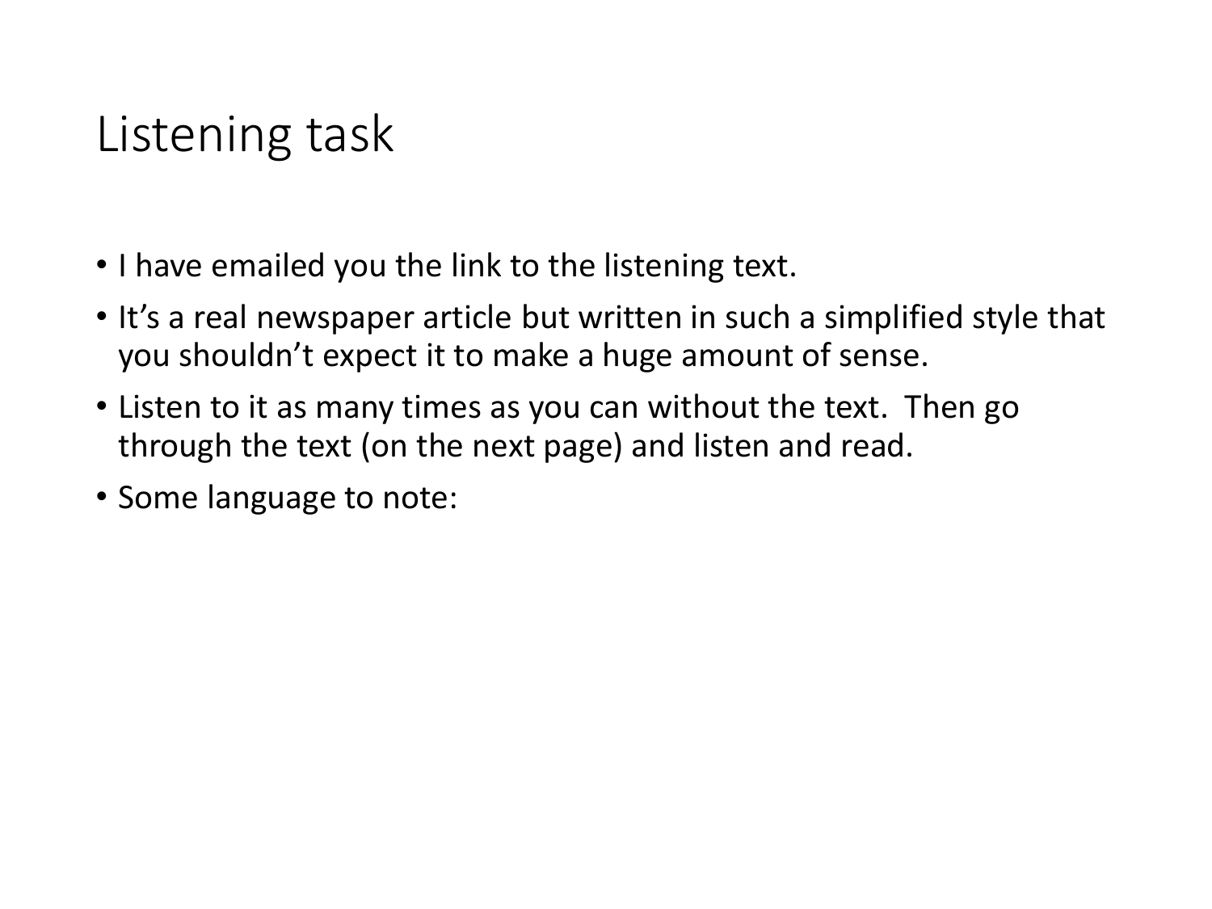# Listening task

- I have emailed you the link to the listening text.
- It's a real newspaper article but written in such a simplified style that you shouldn't expect it to make a huge amount of sense.
- Listen to it as many times as you can without the text. Then go through the text (on the next page) and listen and read.
- Some language to note: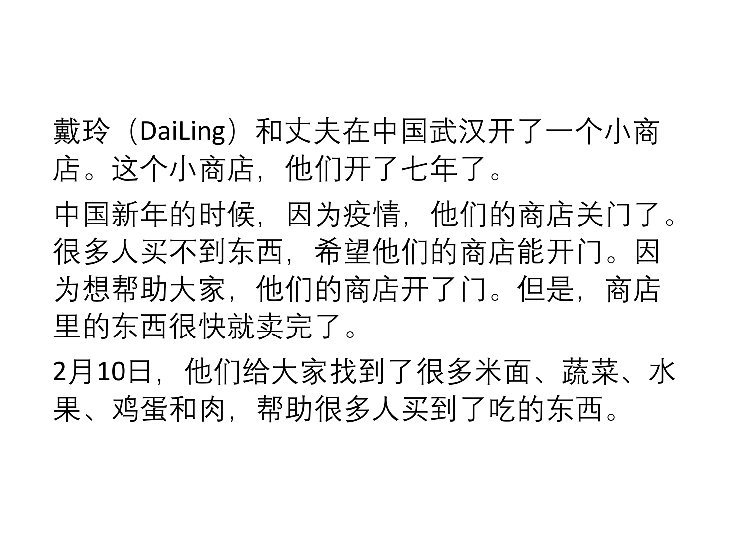戴玲（DaiLing）和丈夫在中国武汉开了一个小商店。这个小商店，他们开了七年了。

中国新年的时候，因为疫情，他们的商店关门了。很多人买不到东西，希望他们的商店能开门。因为想帮助大家，他们的商店开了门。但是，商店里的东西很快就卖完了。

2月10日，他们给大家找到了很多米面、蔬菜、水果、鸡蛋和肉，帮助很多人买到了吃的东西。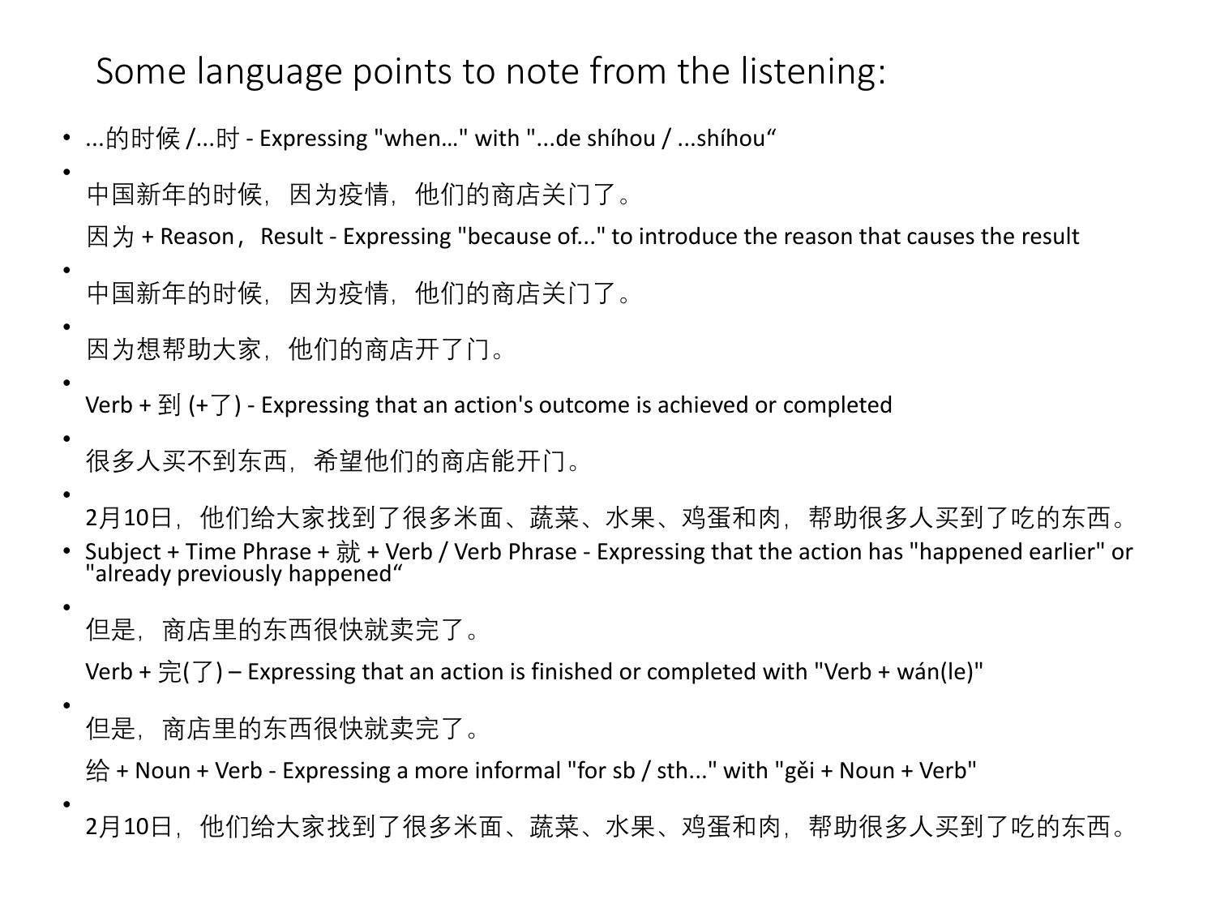# Some language points to note from the listening:

- ...的时候 /...时 - Expressing "when…" with "...de shíhou / ...shíhou“
- 中国新年的时候，因为疫情，他们的商店关门了。

  因为 + Reason，Result - Expressing "because of..." to introduce the reason that causes the result
- 中国新年的时候，因为疫情，他们的商店关门了。
- 因为想帮助大家，他们的商店开了门。
- Verb + 到 (+了) - Expressing that an action's outcome is achieved or completed
- 很多人买不到东西，希望他们的商店能开门。
- 2月10日，他们给大家找到了很多米面、蔬菜、水果、鸡蛋和肉，帮助很多人买到了吃的东西。
- Subject + Time Phrase + 就 + Verb / Verb Phrase - Expressing that the action has "happened earlier" or "already previously happened“
- 但是，商店里的东西很快就卖完了。

  Verb + 完(了) – Expressing that an action is finished or completed with "Verb + wán(le)"
- 但是，商店里的东西很快就卖完了。

  给 + Noun + Verb - Expressing a more informal "for sb / sth..." with "gěi + Noun + Verb"
- 2月10日，他们给大家找到了很多米面、蔬菜、水果、鸡蛋和肉，帮助很多人买到了吃的东西。